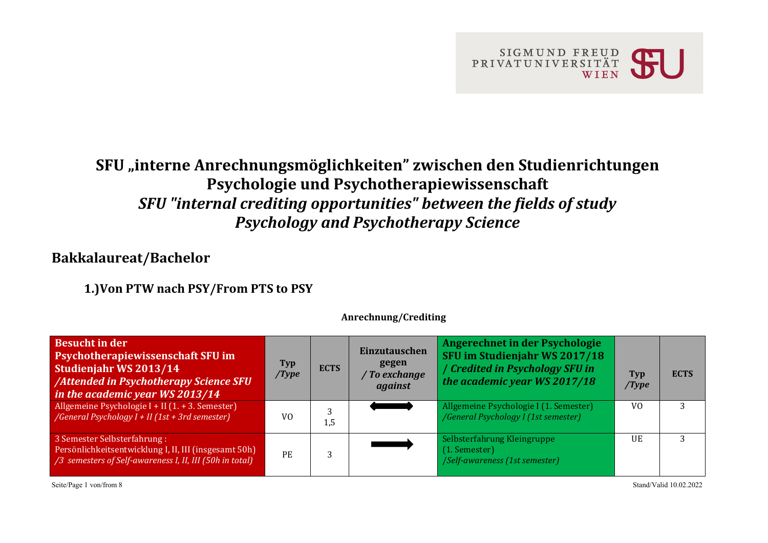# SFU „interne Anrechnungsmöglichkeiten" zwischen den Studienrichtungen Psychologie und Psychotherapiewissenschaft

# *SFU "internal crediting opportunities" between the fields of study Psychology and Psychotherapy Science*

## Bakkalaureat/Bachelor

### 1.)Von PTW nach PSY/From PTS to PSY

**Anrechnung/Crediting**

| **Besucht in der Psychotherapiewissenschaft SFU im Studienjahr WS 2013/14** ***/Attended in Psychotherapy Science SFU in the academic year WS 2013/14*** | **Typ** ***/Type*** | **ECTS** | **Einzutauschen gegen** ***/ To exchange against*** | **Angerechnet in der Psychologie SFU im Studienjahr WS 2017/18** ***/ Credited in Psychology SFU in the academic year WS 2017/18*** | **Typ** ***/Type*** | **ECTS** |
|---|---|---|---|---|---|---|
| Allgemeine Psychologie I + II (1. + 3. Semester) */General Psychology I + II (1st + 3rd semester)* | VO | 3 1,5 | ⟷ | Allgemeine Psychologie I (1. Semester) */General Psychology I (1st semester)* | VO | 3 |
| 3 Semester Selbsterfahrung : Persönlichkeitsentwicklung I, II, III (insgesamt 50h) */3 semesters of Self-awareness I, II, III (50h in total)* | PE | 3 | ⟶ | Selbsterfahrung Kleingruppe (1. Semester) */Self-awareness (1st semester)* | UE | 3 |

Stand/Valid 10.02.2022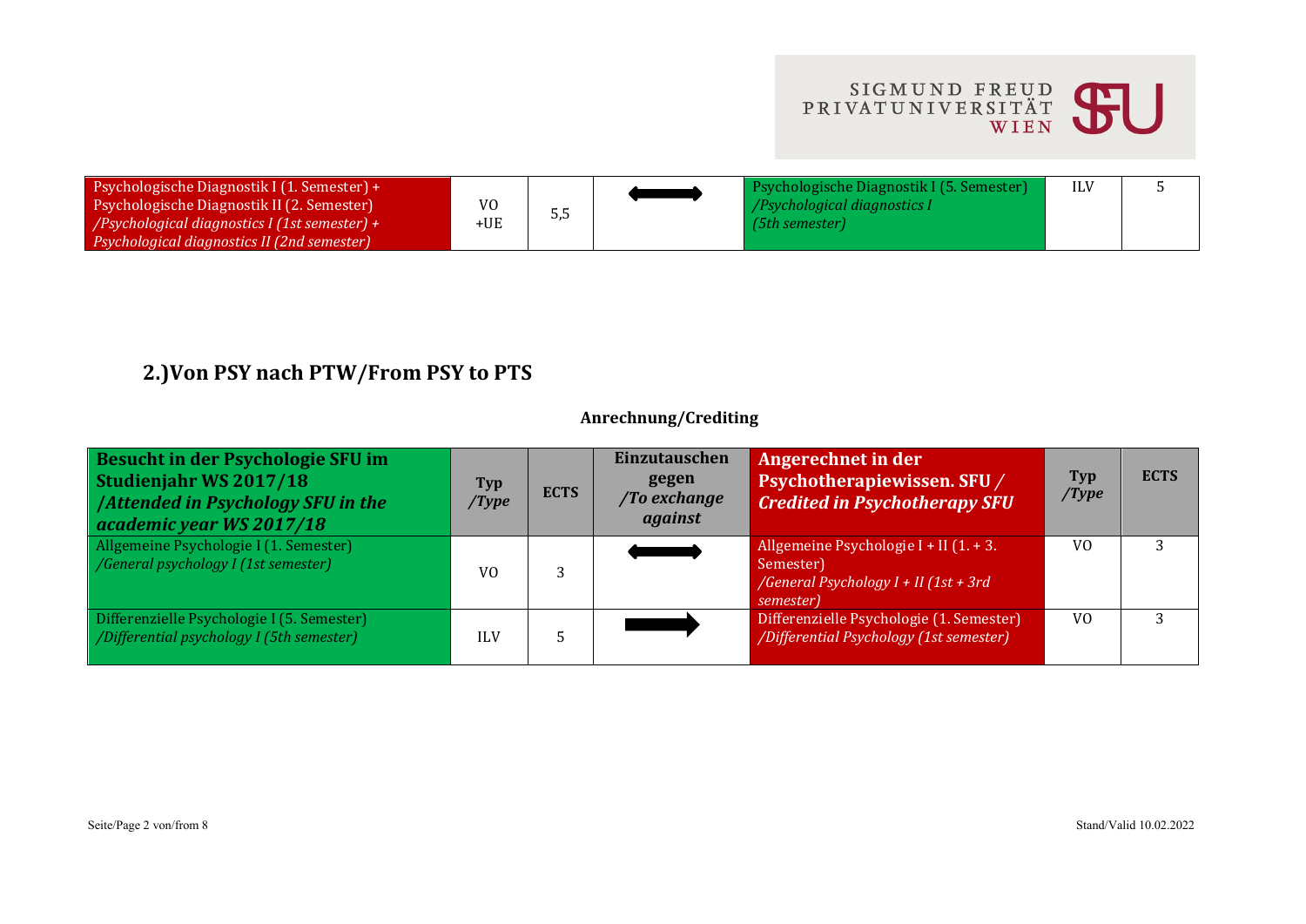| Psychologische Diagnostik I (1. Semester) + Psychologische Diagnostik II (2. Semester) */Psychological diagnostics I (1st semester) + Psychological diagnostics II (2nd semester)* | VO +UE | 5,5 | ⬌ | Psychologische Diagnostik I (5. Semester) */Psychological diagnostics I (5th semester)* | ILV | 5 |
|---|---|---|---|---|---|---|

## 2.)Von PSY nach PTW/From PSY to PTS

**Anrechnung/Crediting**

| Besucht in der Psychologie SFU im Studienjahr WS 2017/18 */Attended in Psychology SFU in the academic year WS 2017/18* | Typ */Type* | ECTS | Einzutauschen gegen */To exchange against* | Angerechnet in der Psychotherapiewissen. SFU / *Credited in Psychotherapy SFU* | Typ */Type* | ECTS |
|---|---|---|---|---|---|---|
| Allgemeine Psychologie I (1. Semester) */General psychology I (1st semester)* | VO | 3 | ⬌ | Allgemeine Psychologie I + II (1. + 3. Semester) */General Psychology I + II (1st + 3rd semester)* | VO | 3 |
| Differenzielle Psychologie I (5. Semester) */Differential psychology I (5th semester)* | ILV | 5 | ➡ | Differenzielle Psychologie (1. Semester) */Differential Psychology (1st semester)* | VO | 3 |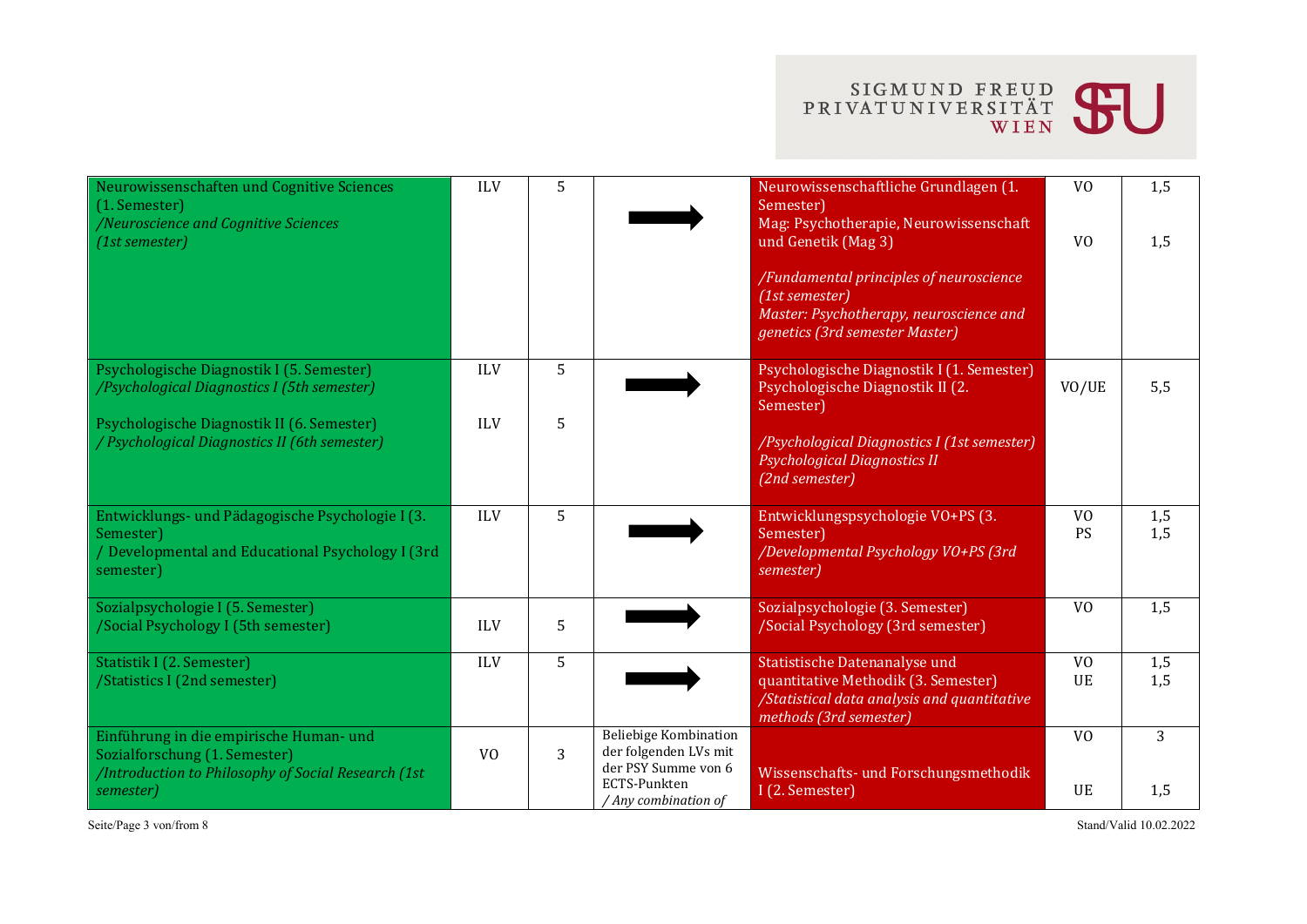| | | | | | | |
|---|---|---|---|---|---|---|
| Neurowissenschaften und Cognitive Sciences (1. Semester) *Neuroscience and Cognitive Sciences (1st semester)* | ILV | 5 | ➡ | Neurowissenschaftliche Grundlagen (1. Semester) Mag: Psychotherapie, Neurowissenschaft und Genetik (Mag 3) */Fundamental principles of neuroscience (1st semester) Master: Psychotherapy, neuroscience and genetics (3rd semester Master)* | VO VO | 1,5 1,5 |
| Psychologische Diagnostik I (5. Semester) */Psychological Diagnostics I (5th semester)* Psychologische Diagnostik II (6. Semester) */ Psychological Diagnostics II (6th semester)* | ILV ILV | 5 5 | ➡ | Psychologische Diagnostik I (1. Semester) Psychologische Diagnostik II (2. Semester) */Psychological Diagnostics I (1st semester) Psychological Diagnostics II (2nd semester)* | VO/UE | 5,5 |
| Entwicklungs- und Pädagogische Psychologie I (3. Semester) / Developmental and Educational Psychology I (3rd semester) | ILV | 5 | ➡ | Entwicklungspsychologie VO+PS (3. Semester) */Developmental Psychology VO+PS (3rd semester)* | VO PS | 1,5 1,5 |
| Sozialpsychologie I (5. Semester) /Social Psychology I (5th semester) | ILV | 5 | ➡ | Sozialpsychologie (3. Semester) /Social Psychology (3rd semester) | VO | 1,5 |
| Statistik I (2. Semester) /Statistics I (2nd semester) | ILV | 5 | ➡ | Statistische Datenanalyse und quantitative Methodik (3. Semester) */Statistical data analysis and quantitative methods (3rd semester)* | VO UE | 1,5 1,5 |
| Einführung in die empirische Human- und Sozialforschung (1. Semester) */Introduction to Philosophy of Social Research (1st semester)* | VO | 3 | Beliebige Kombination der folgenden LVs mit der PSY Summe von 6 ECTS-Punkten */ Any combination of* | Wissenschafts- und Forschungsmethodik I (2. Semester) | VO UE | 3 1,5 |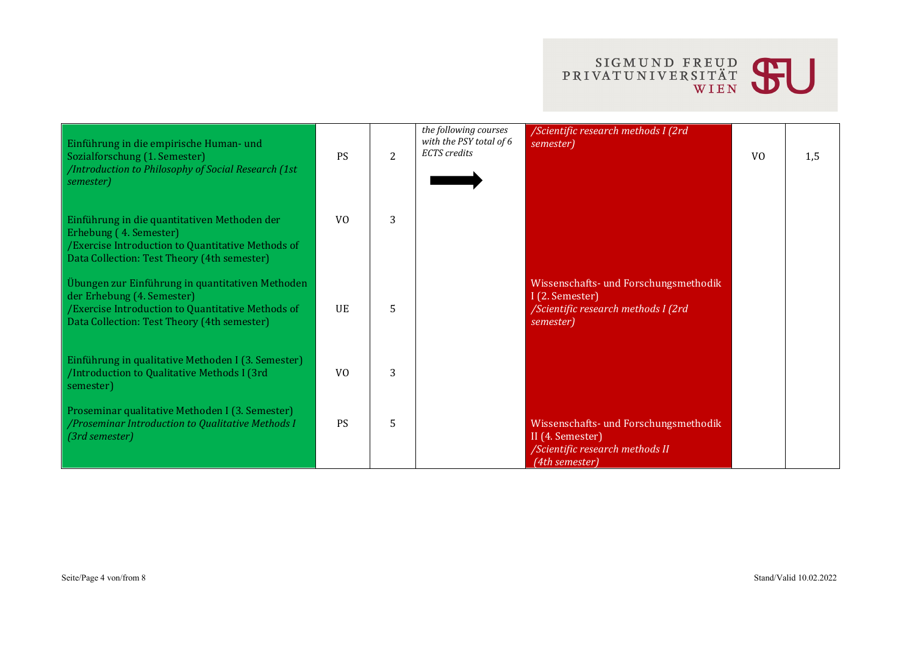| | | | | | | |
|---|---|---|---|---|---|---|
| Einführung in die empirische Human- und Sozialforschung (1. Semester) */Introduction to Philosophy of Social Research (1st semester)* | PS | 2 | *the following courses with the PSY total of 6 ECTS credits* → | */Scientific research methods I (2rd semester)* | VO | 1,5 |
| Einführung in die quantitativen Methoden der Erhebung ( 4. Semester) /Exercise Introduction to Quantitative Methods of Data Collection: Test Theory (4th semester) | VO | 3 | | | | |
| Übungen zur Einführung in quantitativen Methoden der Erhebung (4. Semester) /Exercise Introduction to Quantitative Methods of Data Collection: Test Theory (4th semester) | UE | 5 | | Wissenschafts- und Forschungsmethodik I (2. Semester) */Scientific research methods I (2rd semester)* | | |
| Einführung in qualitative Methoden I (3. Semester) /Introduction to Qualitative Methods I (3rd semester) | VO | 3 | | | | |
| Proseminar qualitative Methoden I (3. Semester) */Proseminar Introduction to Qualitative Methods I (3rd semester)* | PS | 5 | | Wissenschafts- und Forschungsmethodik II (4. Semester) */Scientific research methods II (4th semester)* | | |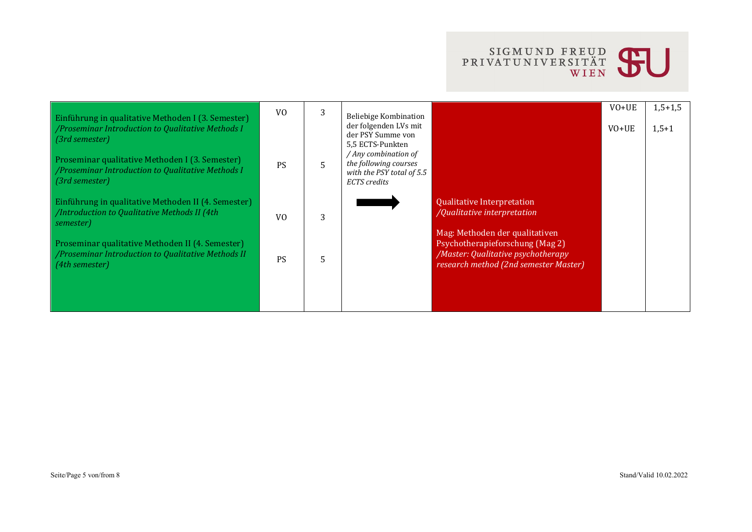| | | | | | | |
|---|---|---|---|---|---|---|
| Einführung in qualitative Methoden I (3. Semester) */Proseminar Introduction to Qualitative Methods I (3rd semester)* | VO | 3 | Beliebige Kombination der folgenden LVs mit der PSY Summe von 5,5 ECTS-Punkten */ Any combination of the following courses with the PSY total of 5.5 ECTS credits* | Qualitative Interpretation */Qualitative interpretation* | VO+UE | 1,5+1,5 |
| Proseminar qualitative Methoden I (3. Semester) */Proseminar Introduction to Qualitative Methods I (3rd semester)* | PS | 5 | → | Mag: Methoden der qualitativen Psychotherapieforschung (Mag 2) */Master: Qualitative psychotherapy research method (2nd semester Master)* | VO+UE | 1,5+1 |
| Einführung in qualitative Methoden II (4. Semester) */Introduction to Qualitative Methods II (4th semester)* | VO | 3 | | | | |
| Proseminar qualitative Methoden II (4. Semester) */Proseminar Introduction to Qualitative Methods II (4th semester)* | PS | 5 | | | | |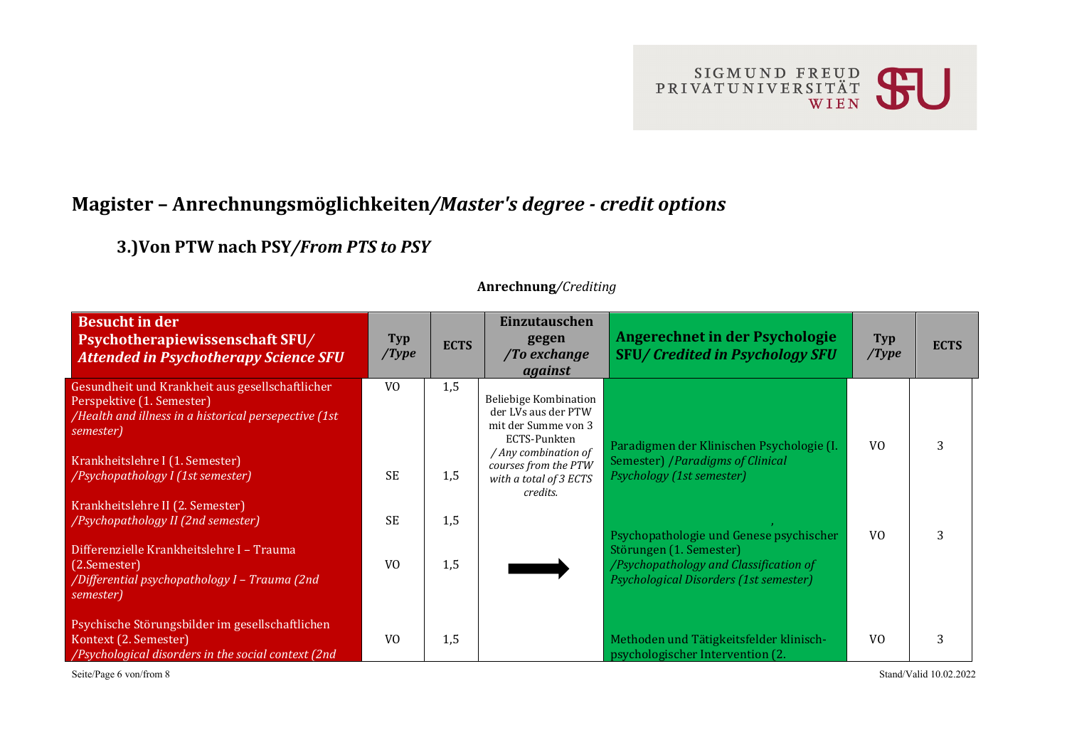## Magister – Anrechnungsmöglichkeiten/*Master's degree - credit options*

### 3.)Von PTW nach PSY/*From PTS to PSY*

**Anrechnung**/*Crediting*

| **Besucht in der Psychotherapiewissenschaft SFU/** ***Attended in Psychotherapy Science SFU*** | **Typ** ***/Type*** | **ECTS** | **Einzutauschen gegen** ***/To exchange against*** | **Angerechnet in der Psychologie SFU/** ***Credited in Psychology SFU*** | **Typ** ***/Type*** | **ECTS** |
|---|---|---|---|---|---|---|
| Gesundheit und Krankheit aus gesellschaftlicher Perspektive (1. Semester) */Health and illness in a historical persepective (1st semester)* | VO | 1,5 | Beliebige Kombination der LVs aus der PTW mit der Summe von 3 ECTS-Punkten */ Any combination of courses from the PTW with a total of 3 ECTS credits.* | Paradigmen der Klinischen Psychologie (I. Semester) /*Paradigms of Clinical Psychology (1st semester)* | VO | 3 |
| Krankheitslehre I (1. Semester) */Psychopathology I (1st semester)* | SE | 1,5 | | | | |
| Krankheitslehre II (2. Semester) */Psychopathology II (2nd semester)* | SE | 1,5 | | Psychopathologie und Genese psychischer Störungen (1. Semester) */Psychopathology and Classification of Psychological Disorders (1st semester)* | VO | 3 |
| Differenzielle Krankheitslehre I – Trauma (2.Semester) */Differential psychopathology I – Trauma (2nd semester)* | VO | 1,5 | ➡ | | | |
| Psychische Störungsbilder im gesellschaftlichen Kontext (2. Semester) */Psychological disorders in the social context (2nd* | VO | 1,5 | | Methoden und Tätigkeitsfelder klinisch-psychologischer Intervention (2. | VO | 3 |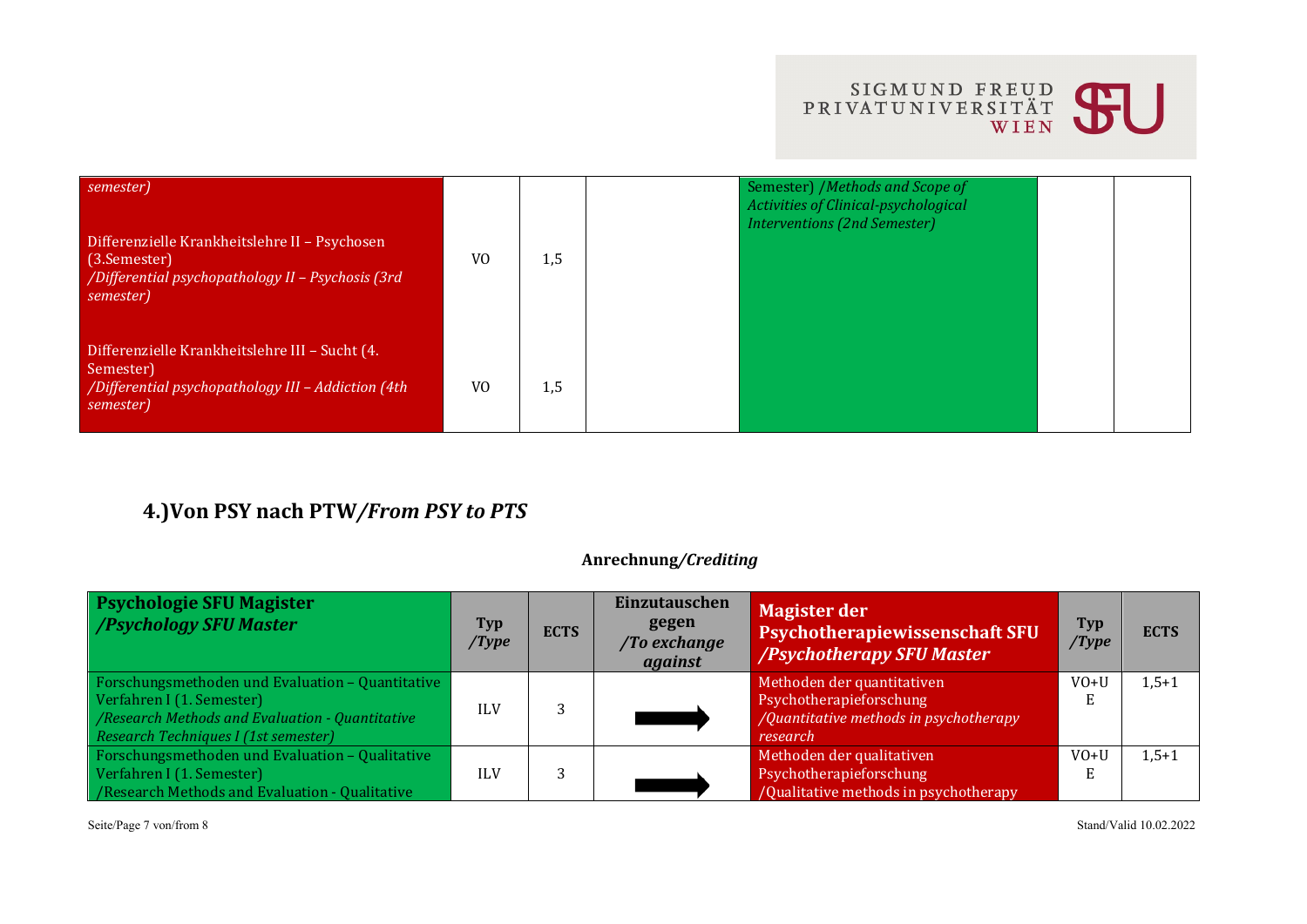| | | | | | | |
|---|---|---|---|---|---|---|
| *semester)*<br><br>Differenzielle Krankheitslehre II – Psychosen (3.Semester)<br>*/Differential psychopathology II – Psychosis (3rd semester)* | VO | 1,5 | | Semester) /*Methods and Scope of Activities of Clinical-psychological Interventions (2nd Semester)* | | |
| Differenzielle Krankheitslehre III – Sucht (4. Semester)<br>*/Differential psychopathology III – Addiction (4th semester)* | VO | 1,5 | | | | |

## 4.)Von PSY nach PTW*/From PSY to PTS*

**Anrechnung/*Crediting***

| **Psychologie SFU Magister** ***/Psychology SFU Master*** | **Typ** ***/Type*** | **ECTS** | **Einzutauschen gegen** ***/To exchange against*** | **Magister der Psychotherapiewissenschaft SFU** ***/Psychotherapy SFU Master*** | **Typ** ***/Type*** | **ECTS** |
|---|---|---|---|---|---|---|
| Forschungsmethoden und Evaluation – Quantitative Verfahren I (1. Semester)<br>*/Research Methods and Evaluation - Quantitative Research Techniques I (1st semester)* | ILV | 3 | ➡ | Methoden der quantitativen Psychotherapieforschung<br>*/Quantitative methods in psychotherapy research* | VO+UE | 1,5+1 |
| Forschungsmethoden und Evaluation – Qualitative Verfahren I (1. Semester)<br>/Research Methods and Evaluation - Qualitative | ILV | 3 | ➡ | Methoden der qualitativen Psychotherapieforschung<br>/Qualitative methods in psychotherapy | VO+UE | 1,5+1 |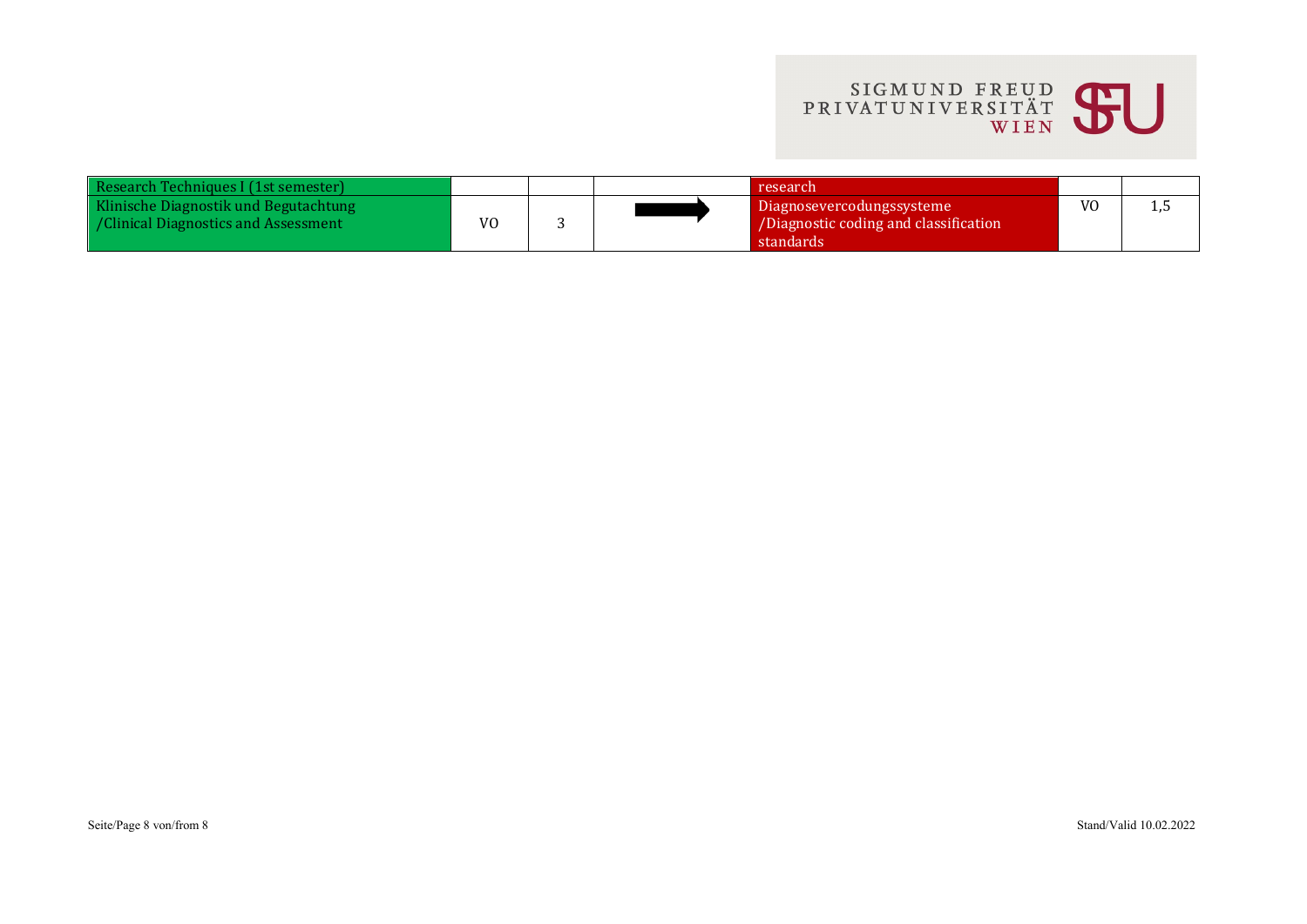| | | | | | | |
|---|---|---|---|---|---|---|
| Research Techniques I (1st semester) | | | | research | | |
| Klinische Diagnostik und Begutachtung /Clinical Diagnostics and Assessment | VO | 3 | ➡ | Diagnosevercodungssysteme /Diagnostic coding and classification standards | VO | 1,5 |

Stand/Valid 10.02.2022